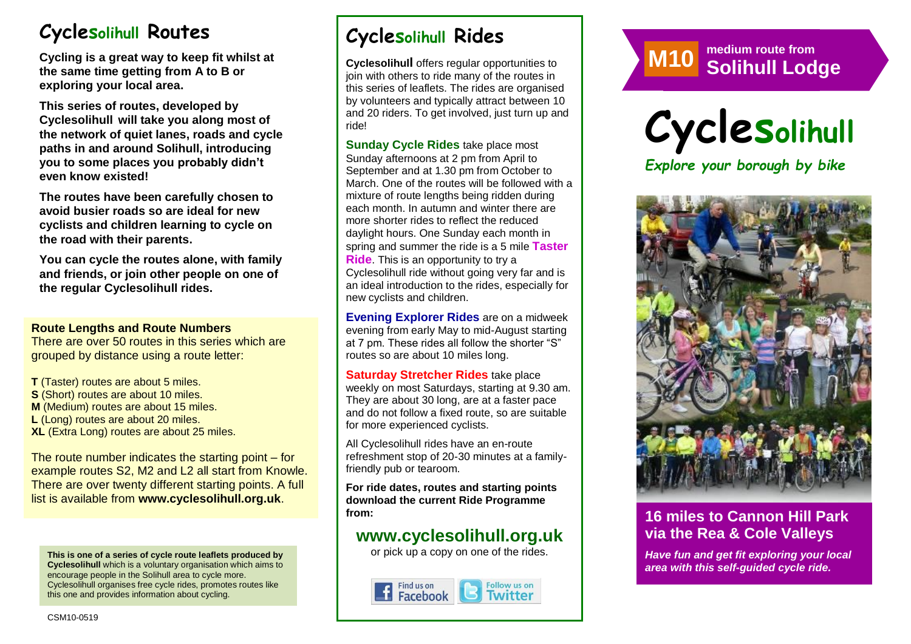# Cyclesolihull Routes

**Cycling is a great way to keep fit whilst at the same time getting from A to B or exploring your local area.**

**This series of routes, developed by Cyclesolihull will take you along most of the network of quiet lanes, roads and cycle paths in and around Solihull, introducing you to some places you probably didn't even know existed!**

**The routes have been carefully chosen to avoid busier roads so are ideal for new cyclists and children learning to cycle on the road with their parents.**

**You can cycle the routes alone, with family and friends, or join other people on one of the regular Cyclesolihull rides.**

**Route Lengths and Route Numbers**

There are over 50 routes in this series which are grouped by distance using a route letter:

**T** (Taster) routes are about 5 miles.
**S** (Short) routes are about 10 miles.
**M** (Medium) routes are about 15 miles.
**L** (Long) routes are about 20 miles.
**XL** (Extra Long) routes are about 25 miles.

The route number indicates the starting point – for example routes S2, M2 and L2 all start from Knowle. There are over twenty different starting points. A full list is available from **www.cyclesolihull.org.uk**.

**This is one of a series of cycle route leaflets produced by Cyclesolihull** which is a voluntary organisation which aims to encourage people in the Solihull area to cycle more. Cyclesolihull organises free cycle rides, promotes routes like this one and provides information about cycling.

CSM10-0519

# Cyclesolihull Rides

**Cyclesolihull** offers regular opportunities to join with others to ride many of the routes in this series of leaflets. The rides are organised by volunteers and typically attract between 10 and 20 riders. To get involved, just turn up and ride!

**Sunday Cycle Rides** take place most Sunday afternoons at 2 pm from April to September and at 1.30 pm from October to March. One of the routes will be followed with a mixture of route lengths being ridden during each month. In autumn and winter there are more shorter rides to reflect the reduced daylight hours. One Sunday each month in spring and summer the ride is a 5 mile **Taster Ride**. This is an opportunity to try a Cyclesolihull ride without going very far and is an ideal introduction to the rides, especially for new cyclists and children.

**Evening Explorer Rides** are on a midweek evening from early May to mid-August starting at 7 pm. These rides all follow the shorter "S" routes so are about 10 miles long.

**Saturday Stretcher Rides** take place weekly on most Saturdays, starting at 9.30 am. They are about 30 long, are at a faster pace and do not follow a fixed route, so are suitable for more experienced cyclists.

All Cyclesolihull rides have an en-route refreshment stop of 20-30 minutes at a family-friendly pub or tearoom.

**For ride dates, routes and starting points download the current Ride Programme from:**

## www.cyclesolihull.org.uk

or pick up a copy on one of the rides.

Find us on Facebook | Follow us on Twitter

**M10** medium route from **Solihull Lodge**

# Cyclesolihull

*Explore your borough by bike*

## 16 miles to Cannon Hill Park via the Rea & Cole Valleys

***Have fun and get fit exploring your local area with this self-guided cycle ride.***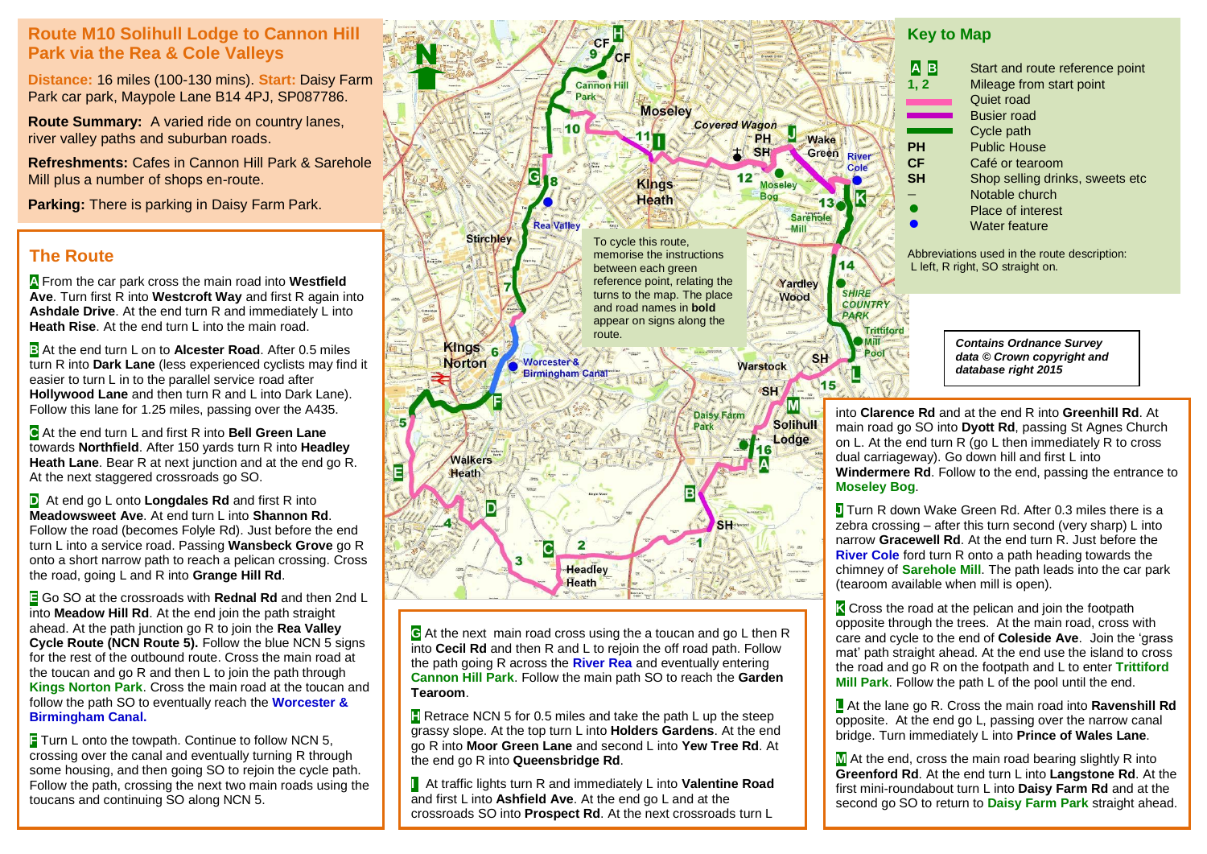## Route M10 Solihull Lodge to Cannon Hill Park via the Rea & Cole Valleys

**Distance:** 16 miles (100-130 mins). **Start:** Daisy Farm Park car park, Maypole Lane B14 4PJ, SP087786.

**Route Summary:** A varied ride on country lanes, river valley paths and suburban roads.

**Refreshments:** Cafes in Cannon Hill Park & Sarehole Mill plus a number of shops en-route.

**Parking:** There is parking in Daisy Farm Park.

## The Route

**A** From the car park cross the main road into **Westfield Ave**. Turn first R into **Westcroft Way** and first R again into **Ashdale Drive**. At the end turn R and immediately L into **Heath Rise**. At the end turn L into the main road.

**B** At the end turn L on to **Alcester Road**. After 0.5 miles turn R into **Dark Lane** (less experienced cyclists may find it easier to turn L in to the parallel service road after **Hollywood Lane** and then turn R and L into Dark Lane). Follow this lane for 1.25 miles, passing over the A435.

**C** At the end turn L and first R into **Bell Green Lane** towards **Northfield**. After 150 yards turn R into **Headley Heath Lane**. Bear R at next junction and at the end go R. At the next staggered crossroads go SO.

**D** At end go L onto **Longdales Rd** and first R into **Meadowsweet Ave**. At end turn L into **Shannon Rd**. Follow the road (becomes Folyle Rd). Just before the end turn L into a service road. Passing **Wansbeck Grove** go R onto a short narrow path to reach a pelican crossing. Cross the road, going L and R into **Grange Hill Rd**.

**E** Go SO at the crossroads with **Rednal Rd** and then 2nd L into **Meadow Hill Rd**. At the end join the path straight ahead. At the path junction go R to join the **Rea Valley Cycle Route (NCN Route 5).** Follow the blue NCN 5 signs for the rest of the outbound route. Cross the main road at the toucan and go R and then L to join the path through **Kings Norton Park**. Cross the main road at the toucan and follow the path SO to eventually reach the **Worcester & Birmingham Canal.**

**F** Turn L onto the towpath. Continue to follow NCN 5, crossing over the canal and eventually turning R through some housing, and then going SO to rejoin the cycle path. Follow the path, crossing the next two main roads using the toucans and continuing SO along NCN 5.

To cycle this route, memorise the instructions between each green reference point, relating the turns to the map. The place and road names in **bold** appear on signs along the route.

**G** At the next main road cross using the toucan and go L then R into **Cecil Rd** and then R and L to rejoin the off road path. Follow the path going R across the **River Rea** and eventually entering **Cannon Hill Park**. Follow the main path SO to reach the **Garden Tearoom**.

**H** Retrace NCN 5 for 0.5 miles and take the path L up the steep grassy slope. At the top turn L into **Holders Gardens**. At the end go R into **Moor Green Lane** and second L into **Yew Tree Rd**. At the end go R into **Queensbridge Rd**.

**I** At traffic lights turn R and immediately L into **Valentine Road** and first L into **Ashfield Ave**. At the end go L and at the crossroads SO into **Prospect Rd**. At the next crossroads turn L into **Clarence Rd** and at the end R into **Greenhill Rd**. At main road go SO into **Dyott Rd**, passing St Agnes Church on L. At the end turn R (go L then immediately R to cross dual carriageway). Go down hill and first L into **Windermere Rd**. Follow to the end, passing the entrance to **Moseley Bog**.

**J** Turn R down Wake Green Rd. After 0.3 miles there is a zebra crossing – after this turn second (very sharp) L into narrow **Gracewell Rd**. At the end turn R. Just before the **River Cole** ford turn R onto a path heading towards the chimney of **Sarehole Mill**. The path leads into the car park (tearoom available when mill is open).

**K** Cross the road at the pelican and join the footpath opposite through the trees. At the main road, cross with care and cycle to the end of **Coleside Ave**. Join the 'grass mat' path straight ahead. At the end use the island to cross the road and go R on the footpath and L to enter **Trittiford Mill Park**. Follow the path L of the pool until the end.

**L** At the lane go R. Cross the main road into **Ravenshill Rd** opposite. At the end go L, passing over the narrow canal bridge. Turn immediately L into **Prince of Wales Lane**.

**M** At the end, cross the main road bearing slightly R into **Greenford Rd**. At the end turn L into **Langstone Rd**. At the first mini-roundabout turn L into **Daisy Farm Rd** and at the second go SO to return to **Daisy Farm Park** straight ahead.

## Key to Map

- **A B** – Start and route reference point
- **1, 2** – Mileage from start point
- Quiet road
- Busier road
- Cycle path
- **PH** – Public House
- **CF** – Café or tearoom
- **SH** – Shop selling drinks, sweets etc
- Notable church
- Place of interest
- Water feature

Abbreviations used in the route description: L left, R right, SO straight on.

*Contains Ordnance Survey data © Crown copyright and database right 2015*